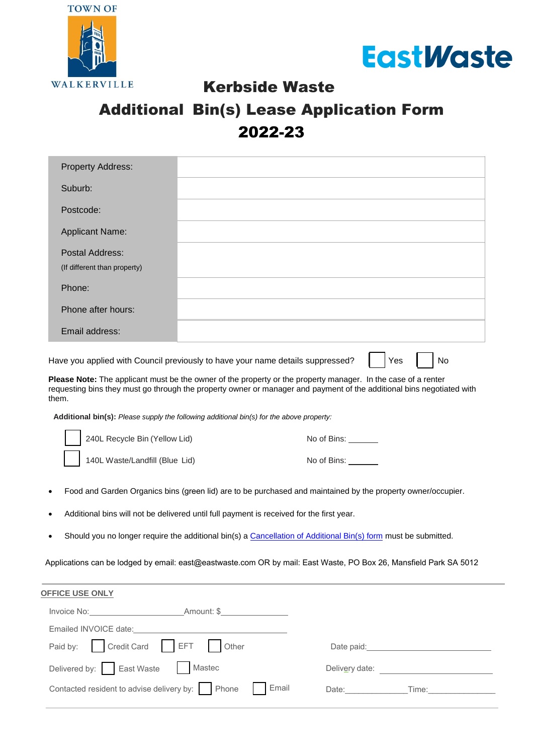TOWN OF WALKERVILLE

EastWaste

# Kerbside Waste

# Additional Bin(s) Lease Application Form 2022-23

| | |
|---|---|
| Property Address: | |
| Suburb: | |
| Postcode: | |
| Applicant Name: | |
| Postal Address: (If different than property) | |
| Phone: | |
| Phone after hours: | |
| Email address: | |

Have you applied with Council previously to have your name details suppressed? ☐ Yes ☐ No

**Please Note:** The applicant must be the owner of the property or the property manager. In the case of a renter requesting bins they must go through the property owner or manager and payment of the additional bins negotiated with them.

**Additional bin(s):** *Please supply the following additional bin(s) for the above property:*

☐ 240L Recycle Bin (Yellow Lid) No of Bins: ______

☐ 140L Waste/Landfill (Blue Lid) No of Bins: ______

- Food and Garden Organics bins (green lid) are to be purchased and maintained by the property owner/occupier.
- Additional bins will not be delivered until full payment is received for the first year.
- Should you no longer require the additional bin(s) a Cancellation of Additional Bin(s) form must be submitted.

Applications can be lodged by email: east@eastwaste.com OR by mail: East Waste, PO Box 26, Mansfield Park SA 5012

---

**OFFICE USE ONLY**

Invoice No:____________________ Amount: $______________

Emailed INVOICE date:______________________________

Paid by: ☐ Credit Card ☐ EFT ☐ Other Date paid:______________________________

Delivered by: ☐ East Waste ☐ Mastec Delivery date: ______________________________

Contacted resident to advise delivery by: ☐ Phone ☐ Email Date:______________ Time:______________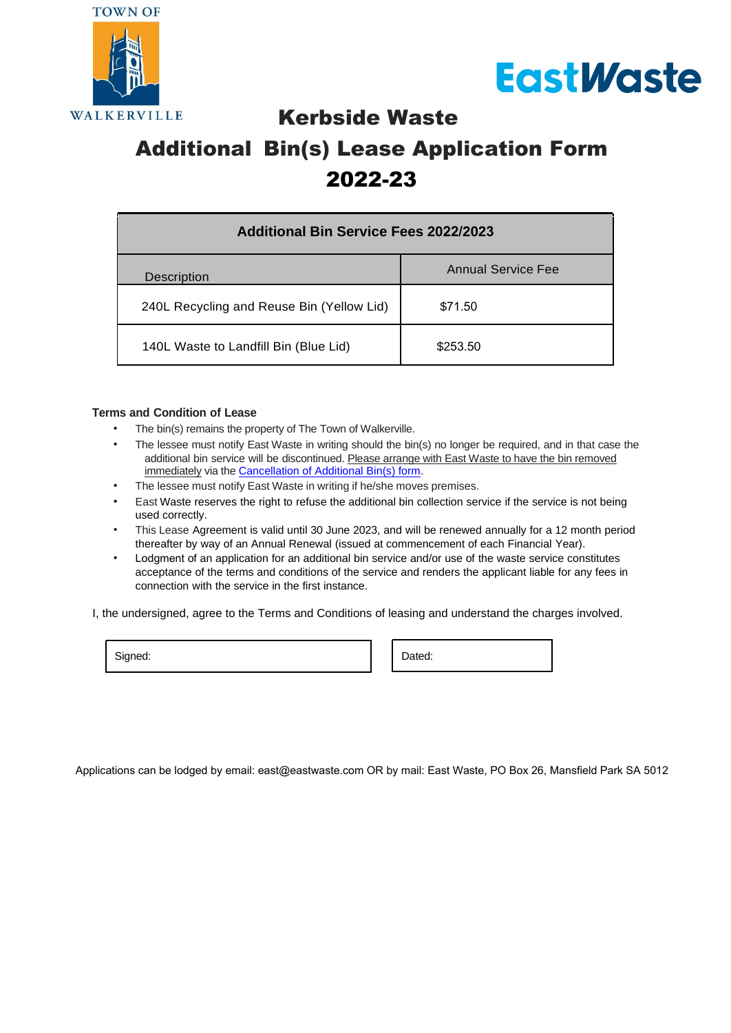TOWN OF WALKERVILLE

EastWaste

# Kerbside Waste

# Additional Bin(s) Lease Application Form 2022-23

| Additional Bin Service Fees 2022/2023 | |
|---|---|
| Description | Annual Service Fee |
| 240L Recycling and Reuse Bin (Yellow Lid) | $71.50 |
| 140L Waste to Landfill Bin (Blue Lid) | $253.50 |

**Terms and Condition of Lease**

- The bin(s) remains the property of The Town of Walkerville.
- The lessee must notify East Waste in writing should the bin(s) no longer be required, and in that case the additional bin service will be discontinued. Please arrange with East Waste to have the bin removed immediately via the Cancellation of Additional Bin(s) form.
- The lessee must notify East Waste in writing if he/she moves premises.
- East Waste reserves the right to refuse the additional bin collection service if the service is not being used correctly.
- This Lease Agreement is valid until 30 June 2023, and will be renewed annually for a 12 month period thereafter by way of an Annual Renewal (issued at commencement of each Financial Year).
- Lodgment of an application for an additional bin service and/or use of the waste service constitutes acceptance of the terms and conditions of the service and renders the applicant liable for any fees in connection with the service in the first instance.

I, the undersigned, agree to the Terms and Conditions of leasing and understand the charges involved.

| | |
|---|---|
| Signed: | Dated: |

Applications can be lodged by email: east@eastwaste.com OR by mail: East Waste, PO Box 26, Mansfield Park SA 5012